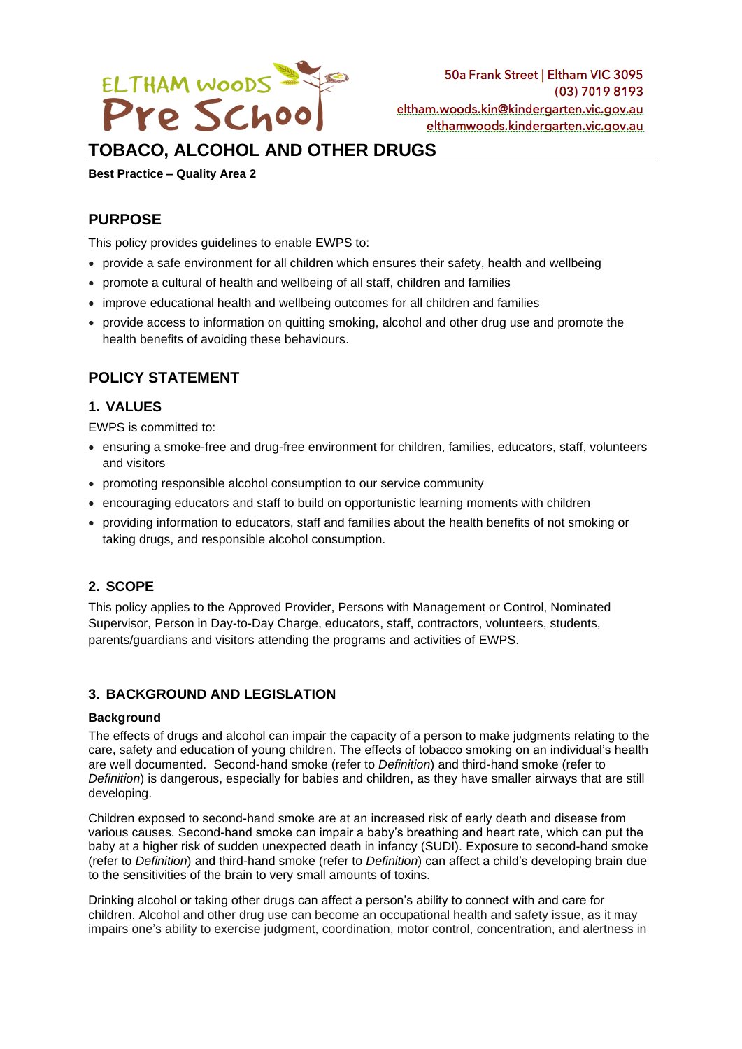ELTHAM WOODS Pre School

50a Frank Street | Eltham VIC 3095
(03) 7019 8193
eltham.woods.kin@kindergarten.vic.gov.au
elthamwoods.kindergarten.vic.gov.au

# TOBACO, ALCOHOL AND OTHER DRUGS

**Best Practice – Quality Area 2**

## PURPOSE

This policy provides guidelines to enable EWPS to:

- provide a safe environment for all children which ensures their safety, health and wellbeing
- promote a cultural of health and wellbeing of all staff, children and families
- improve educational health and wellbeing outcomes for all children and families
- provide access to information on quitting smoking, alcohol and other drug use and promote the health benefits of avoiding these behaviours.

## POLICY STATEMENT

### 1. VALUES

EWPS is committed to:

- ensuring a smoke-free and drug-free environment for children, families, educators, staff, volunteers and visitors
- promoting responsible alcohol consumption to our service community
- encouraging educators and staff to build on opportunistic learning moments with children
- providing information to educators, staff and families about the health benefits of not smoking or taking drugs, and responsible alcohol consumption.

### 2. SCOPE

This policy applies to the Approved Provider, Persons with Management or Control, Nominated Supervisor, Person in Day-to-Day Charge, educators, staff, contractors, volunteers, students, parents/guardians and visitors attending the programs and activities of EWPS.

### 3. BACKGROUND AND LEGISLATION

**Background**

The effects of drugs and alcohol can impair the capacity of a person to make judgments relating to the care, safety and education of young children. The effects of tobacco smoking on an individual's health are well documented. Second-hand smoke (refer to *Definition*) and third-hand smoke (refer to *Definition*) is dangerous, especially for babies and children, as they have smaller airways that are still developing.

Children exposed to second-hand smoke are at an increased risk of early death and disease from various causes. Second-hand smoke can impair a baby's breathing and heart rate, which can put the baby at a higher risk of sudden unexpected death in infancy (SUDI). Exposure to second-hand smoke (refer to *Definition*) and third-hand smoke (refer to *Definition*) can affect a child's developing brain due to the sensitivities of the brain to very small amounts of toxins.

Drinking alcohol or taking other drugs can affect a person's ability to connect with and care for children. Alcohol and other drug use can become an occupational health and safety issue, as it may impairs one's ability to exercise judgment, coordination, motor control, concentration, and alertness in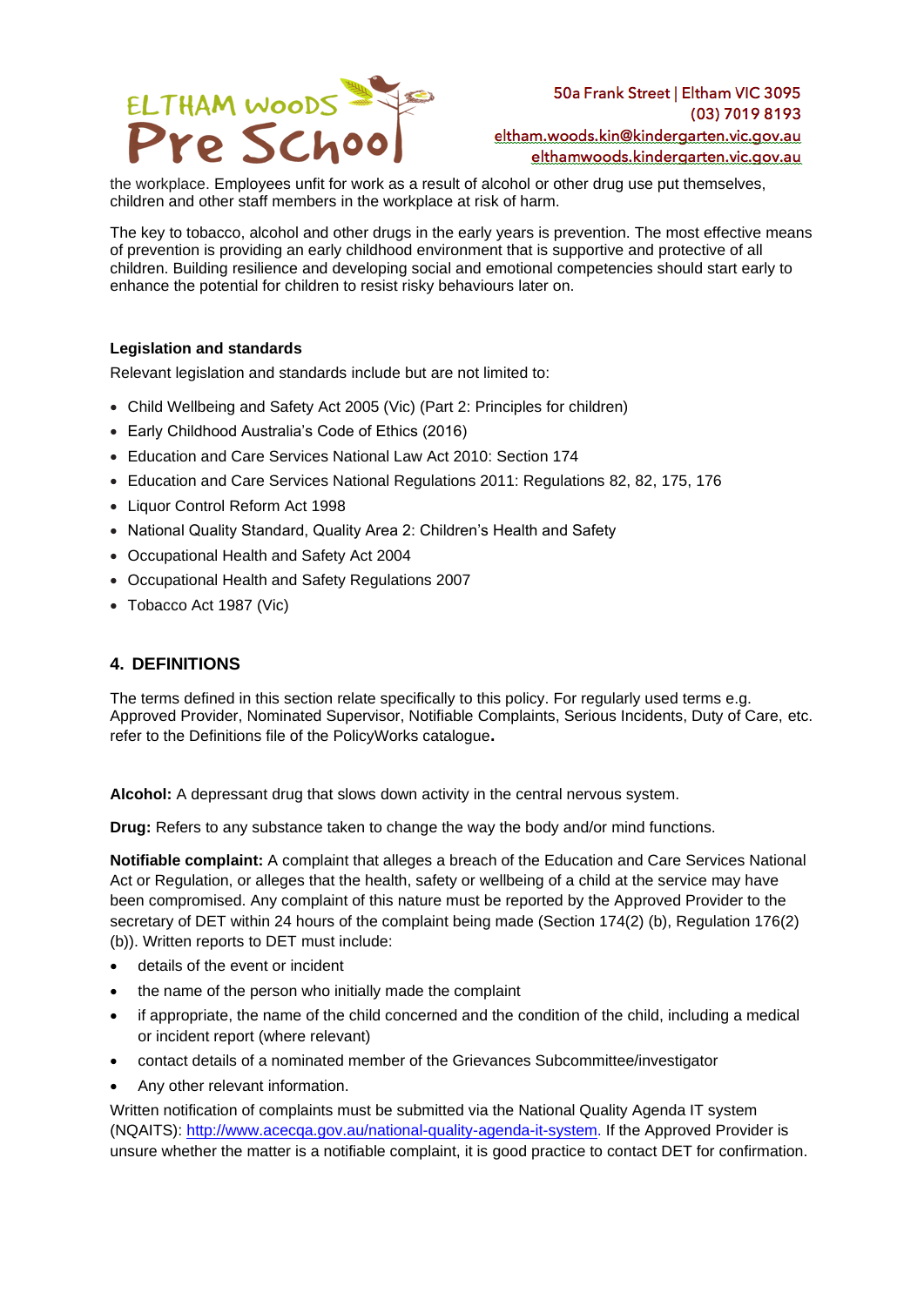the workplace. Employees unfit for work as a result of alcohol or other drug use put themselves, children and other staff members in the workplace at risk of harm.

The key to tobacco, alcohol and other drugs in the early years is prevention. The most effective means of prevention is providing an early childhood environment that is supportive and protective of all children. Building resilience and developing social and emotional competencies should start early to enhance the potential for children to resist risky behaviours later on.

**Legislation and standards**

Relevant legislation and standards include but are not limited to:

- Child Wellbeing and Safety Act 2005 (Vic) (Part 2: Principles for children)
- Early Childhood Australia's Code of Ethics (2016)
- Education and Care Services National Law Act 2010: Section 174
- Education and Care Services National Regulations 2011: Regulations 82, 82, 175, 176
- Liquor Control Reform Act 1998
- National Quality Standard, Quality Area 2: Children's Health and Safety
- Occupational Health and Safety Act 2004
- Occupational Health and Safety Regulations 2007
- Tobacco Act 1987 (Vic)

## 4. DEFINITIONS

The terms defined in this section relate specifically to this policy. For regularly used terms e.g. Approved Provider, Nominated Supervisor, Notifiable Complaints, Serious Incidents, Duty of Care, etc. refer to the Definitions file of the PolicyWorks catalogue**.**

**Alcohol:** A depressant drug that slows down activity in the central nervous system.

**Drug:** Refers to any substance taken to change the way the body and/or mind functions.

**Notifiable complaint:** A complaint that alleges a breach of the Education and Care Services National Act or Regulation, or alleges that the health, safety or wellbeing of a child at the service may have been compromised. Any complaint of this nature must be reported by the Approved Provider to the secretary of DET within 24 hours of the complaint being made (Section 174(2) (b), Regulation 176(2) (b)). Written reports to DET must include:

- details of the event or incident
- the name of the person who initially made the complaint
- if appropriate, the name of the child concerned and the condition of the child, including a medical or incident report (where relevant)
- contact details of a nominated member of the Grievances Subcommittee/investigator
- Any other relevant information.

Written notification of complaints must be submitted via the National Quality Agenda IT system (NQAITS): http://www.acecqa.gov.au/national-quality-agenda-it-system. If the Approved Provider is unsure whether the matter is a notifiable complaint, it is good practice to contact DET for confirmation.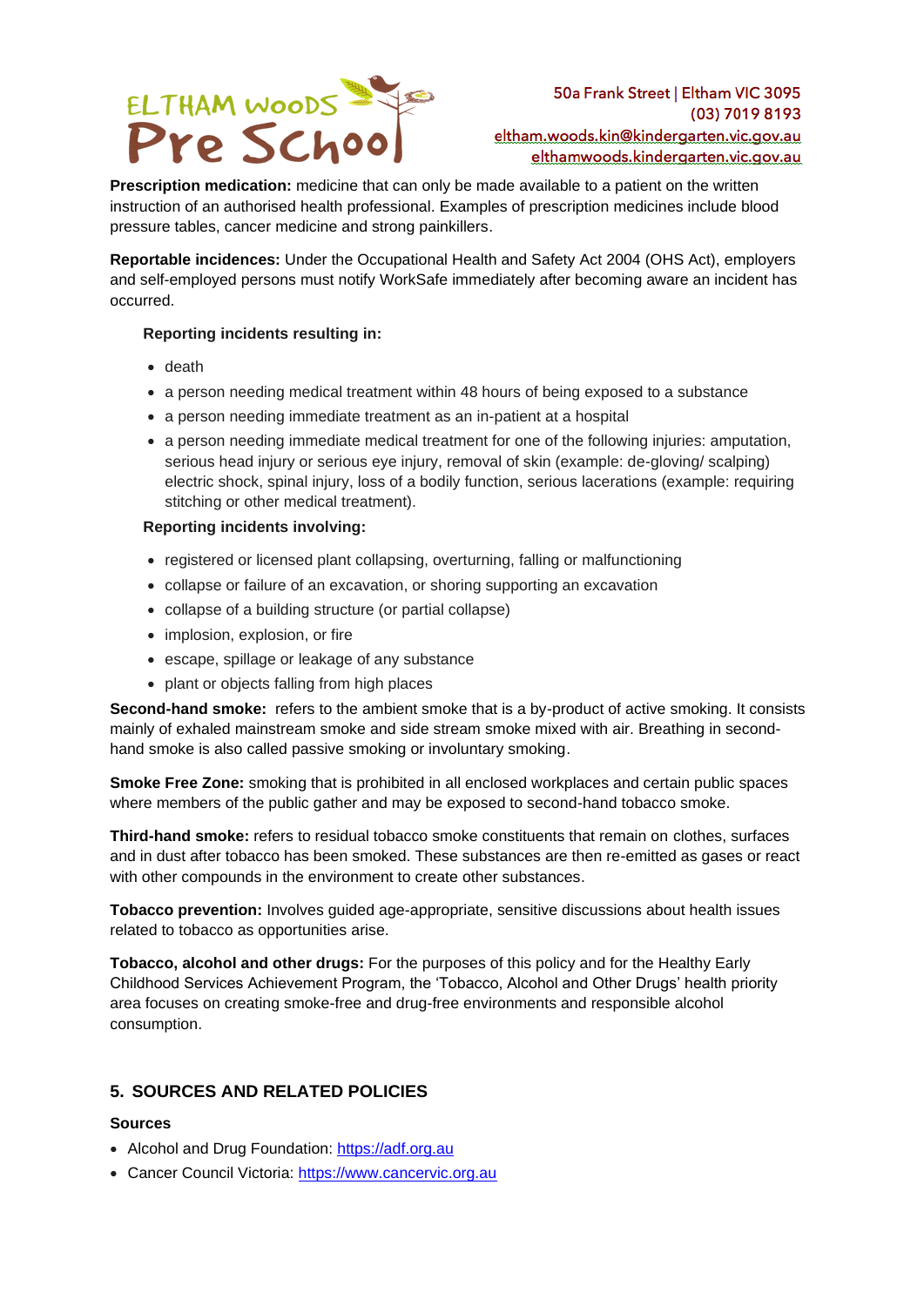**Prescription medication:** medicine that can only be made available to a patient on the written instruction of an authorised health professional. Examples of prescription medicines include blood pressure tables, cancer medicine and strong painkillers.

**Reportable incidences:** Under the Occupational Health and Safety Act 2004 (OHS Act), employers and self-employed persons must notify WorkSafe immediately after becoming aware an incident has occurred.

**Reporting incidents resulting in:**

- death
- a person needing medical treatment within 48 hours of being exposed to a substance
- a person needing immediate treatment as an in-patient at a hospital
- a person needing immediate medical treatment for one of the following injuries: amputation, serious head injury or serious eye injury, removal of skin (example: de-gloving/ scalping) electric shock, spinal injury, loss of a bodily function, serious lacerations (example: requiring stitching or other medical treatment).

**Reporting incidents involving:**

- registered or licensed plant collapsing, overturning, falling or malfunctioning
- collapse or failure of an excavation, or shoring supporting an excavation
- collapse of a building structure (or partial collapse)
- implosion, explosion, or fire
- escape, spillage or leakage of any substance
- plant or objects falling from high places

**Second-hand smoke:** refers to the ambient smoke that is a by-product of active smoking. It consists mainly of exhaled mainstream smoke and side stream smoke mixed with air. Breathing in second-hand smoke is also called passive smoking or involuntary smoking.

**Smoke Free Zone:** smoking that is prohibited in all enclosed workplaces and certain public spaces where members of the public gather and may be exposed to second-hand tobacco smoke.

**Third-hand smoke:** refers to residual tobacco smoke constituents that remain on clothes, surfaces and in dust after tobacco has been smoked. These substances are then re-emitted as gases or react with other compounds in the environment to create other substances.

**Tobacco prevention:** Involves guided age-appropriate, sensitive discussions about health issues related to tobacco as opportunities arise.

**Tobacco, alcohol and other drugs:** For the purposes of this policy and for the Healthy Early Childhood Services Achievement Program, the 'Tobacco, Alcohol and Other Drugs' health priority area focuses on creating smoke-free and drug-free environments and responsible alcohol consumption.

## 5. SOURCES AND RELATED POLICIES

### Sources

- Alcohol and Drug Foundation: https://adf.org.au
- Cancer Council Victoria: https://www.cancervic.org.au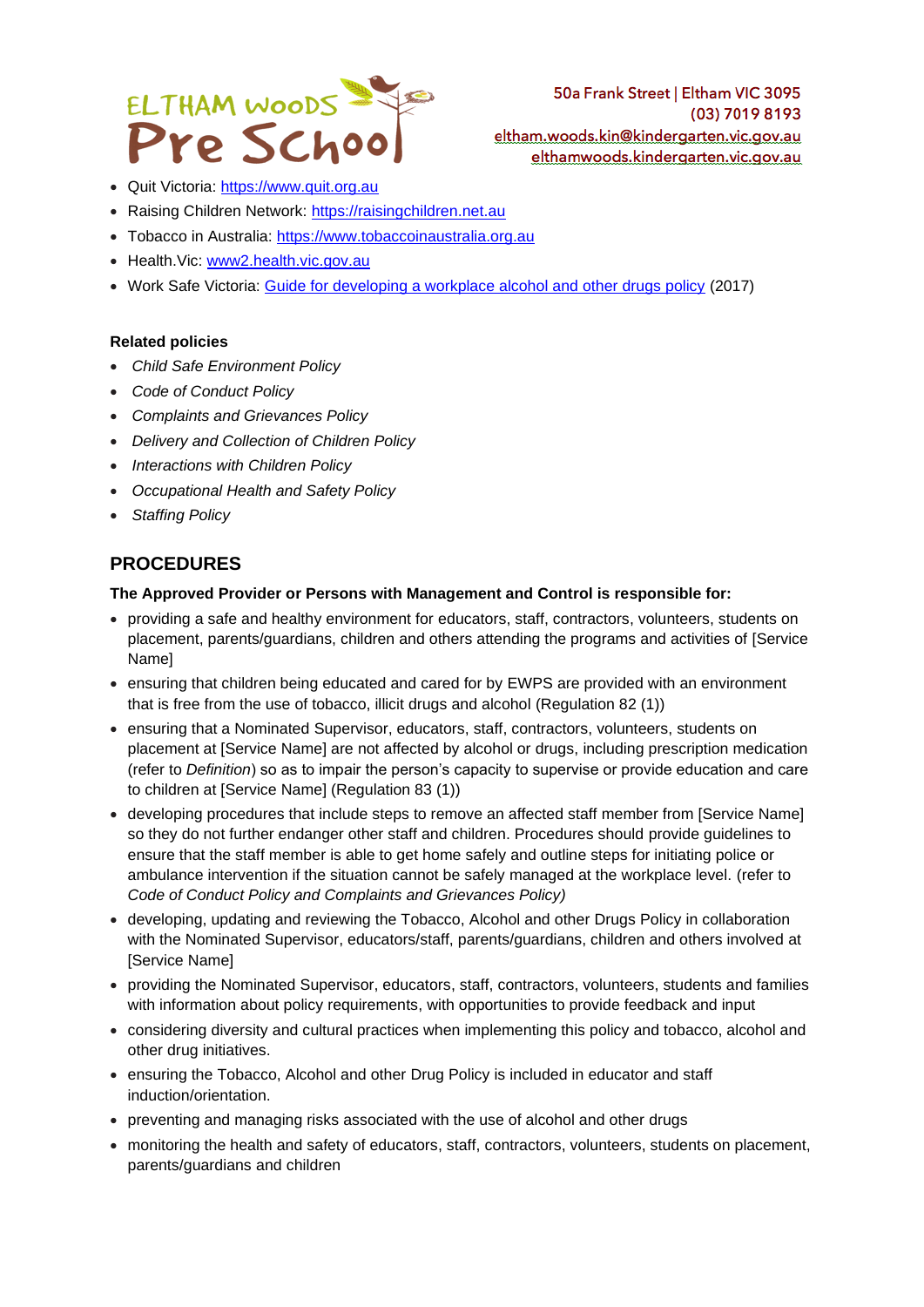- Quit Victoria: https://www.quit.org.au
- Raising Children Network: https://raisingchildren.net.au
- Tobacco in Australia: https://www.tobaccoinaustralia.org.au
- Health.Vic: www2.health.vic.gov.au
- Work Safe Victoria: Guide for developing a workplace alcohol and other drugs policy (2017)

**Related policies**

- *Child Safe Environment Policy*
- *Code of Conduct Policy*
- *Complaints and Grievances Policy*
- *Delivery and Collection of Children Policy*
- *Interactions with Children Policy*
- *Occupational Health and Safety Policy*
- *Staffing Policy*

## PROCEDURES

**The Approved Provider or Persons with Management and Control is responsible for:**

- providing a safe and healthy environment for educators, staff, contractors, volunteers, students on placement, parents/guardians, children and others attending the programs and activities of [Service Name]
- ensuring that children being educated and cared for by EWPS are provided with an environment that is free from the use of tobacco, illicit drugs and alcohol (Regulation 82 (1))
- ensuring that a Nominated Supervisor, educators, staff, contractors, volunteers, students on placement at [Service Name] are not affected by alcohol or drugs, including prescription medication (refer to *Definition*) so as to impair the person's capacity to supervise or provide education and care to children at [Service Name] (Regulation 83 (1))
- developing procedures that include steps to remove an affected staff member from [Service Name] so they do not further endanger other staff and children. Procedures should provide guidelines to ensure that the staff member is able to get home safely and outline steps for initiating police or ambulance intervention if the situation cannot be safely managed at the workplace level. (refer to *Code of Conduct Policy and Complaints and Grievances Policy)*
- developing, updating and reviewing the Tobacco, Alcohol and other Drugs Policy in collaboration with the Nominated Supervisor, educators/staff, parents/guardians, children and others involved at [Service Name]
- providing the Nominated Supervisor, educators, staff, contractors, volunteers, students and families with information about policy requirements, with opportunities to provide feedback and input
- considering diversity and cultural practices when implementing this policy and tobacco, alcohol and other drug initiatives.
- ensuring the Tobacco, Alcohol and other Drug Policy is included in educator and staff induction/orientation.
- preventing and managing risks associated with the use of alcohol and other drugs
- monitoring the health and safety of educators, staff, contractors, volunteers, students on placement, parents/guardians and children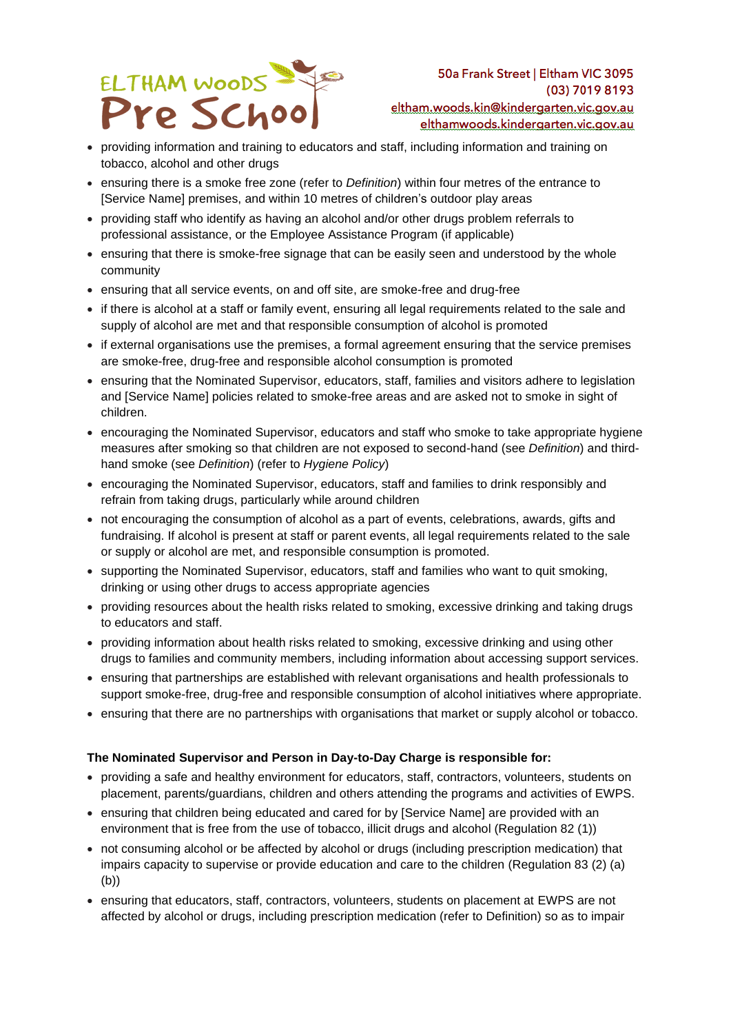- providing information and training to educators and staff, including information and training on tobacco, alcohol and other drugs
- ensuring there is a smoke free zone (refer to *Definition*) within four metres of the entrance to [Service Name] premises, and within 10 metres of children's outdoor play areas
- providing staff who identify as having an alcohol and/or other drugs problem referrals to professional assistance, or the Employee Assistance Program (if applicable)
- ensuring that there is smoke-free signage that can be easily seen and understood by the whole community
- ensuring that all service events, on and off site, are smoke-free and drug-free
- if there is alcohol at a staff or family event, ensuring all legal requirements related to the sale and supply of alcohol are met and that responsible consumption of alcohol is promoted
- if external organisations use the premises, a formal agreement ensuring that the service premises are smoke-free, drug-free and responsible alcohol consumption is promoted
- ensuring that the Nominated Supervisor, educators, staff, families and visitors adhere to legislation and [Service Name] policies related to smoke-free areas and are asked not to smoke in sight of children.
- encouraging the Nominated Supervisor, educators and staff who smoke to take appropriate hygiene measures after smoking so that children are not exposed to second-hand (see *Definition*) and third-hand smoke (see *Definition*) (refer to *Hygiene Policy*)
- encouraging the Nominated Supervisor, educators, staff and families to drink responsibly and refrain from taking drugs, particularly while around children
- not encouraging the consumption of alcohol as a part of events, celebrations, awards, gifts and fundraising. If alcohol is present at staff or parent events, all legal requirements related to the sale or supply or alcohol are met, and responsible consumption is promoted.
- supporting the Nominated Supervisor, educators, staff and families who want to quit smoking, drinking or using other drugs to access appropriate agencies
- providing resources about the health risks related to smoking, excessive drinking and taking drugs to educators and staff.
- providing information about health risks related to smoking, excessive drinking and using other drugs to families and community members, including information about accessing support services.
- ensuring that partnerships are established with relevant organisations and health professionals to support smoke-free, drug-free and responsible consumption of alcohol initiatives where appropriate.
- ensuring that there are no partnerships with organisations that market or supply alcohol or tobacco.

**The Nominated Supervisor and Person in Day-to-Day Charge is responsible for:**

- providing a safe and healthy environment for educators, staff, contractors, volunteers, students on placement, parents/guardians, children and others attending the programs and activities of EWPS.
- ensuring that children being educated and cared for by [Service Name] are provided with an environment that is free from the use of tobacco, illicit drugs and alcohol (Regulation 82 (1))
- not consuming alcohol or be affected by alcohol or drugs (including prescription medication) that impairs capacity to supervise or provide education and care to the children (Regulation 83 (2) (a) (b))
- ensuring that educators, staff, contractors, volunteers, students on placement at EWPS are not affected by alcohol or drugs, including prescription medication (refer to Definition) so as to impair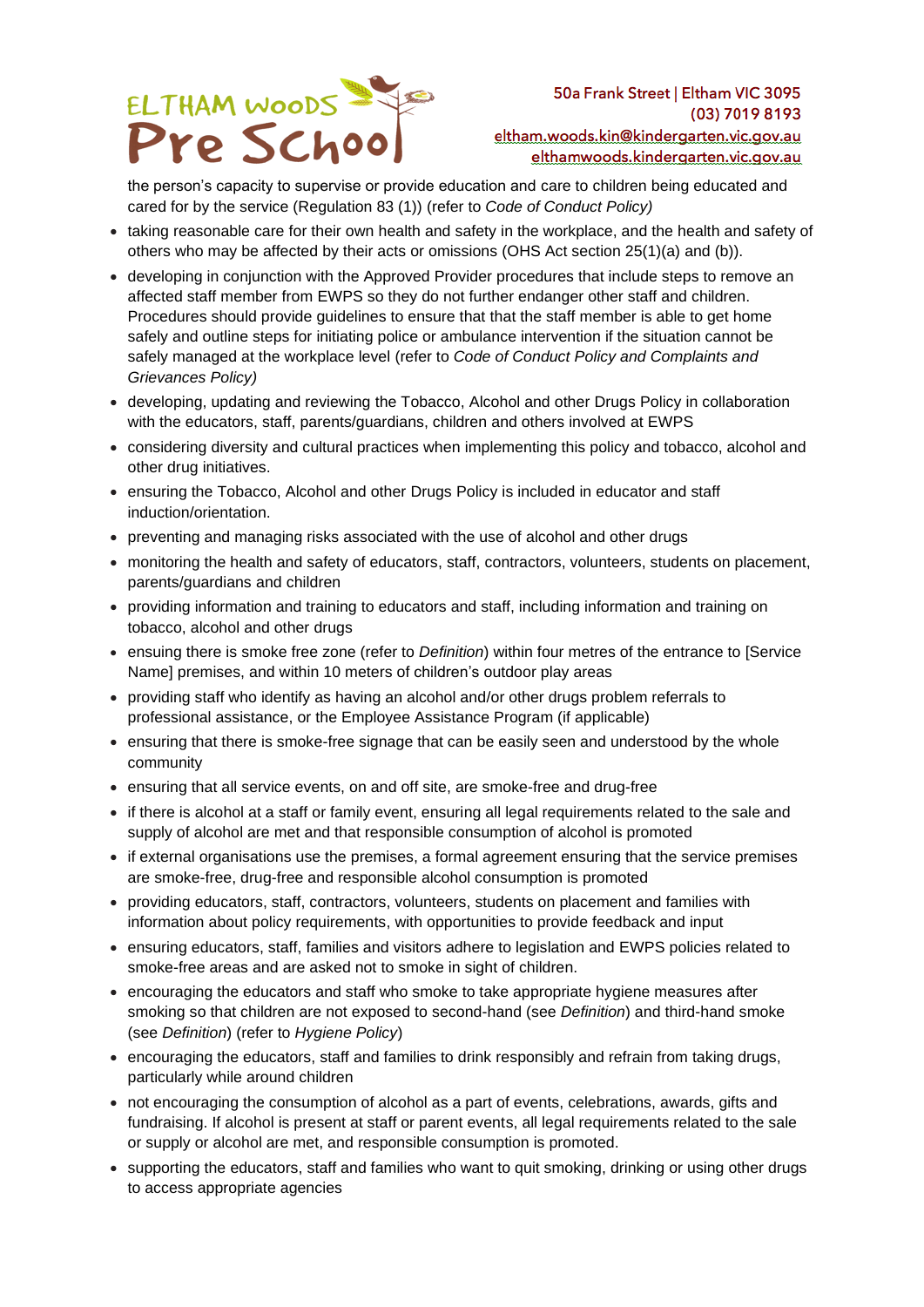the person's capacity to supervise or provide education and care to children being educated and cared for by the service (Regulation 83 (1)) (refer to *Code of Conduct Policy)*

- taking reasonable care for their own health and safety in the workplace, and the health and safety of others who may be affected by their acts or omissions (OHS Act section 25(1)(a) and (b)).
- developing in conjunction with the Approved Provider procedures that include steps to remove an affected staff member from EWPS so they do not further endanger other staff and children. Procedures should provide guidelines to ensure that that the staff member is able to get home safely and outline steps for initiating police or ambulance intervention if the situation cannot be safely managed at the workplace level (refer to *Code of Conduct Policy and Complaints and Grievances Policy)*
- developing, updating and reviewing the Tobacco, Alcohol and other Drugs Policy in collaboration with the educators, staff, parents/guardians, children and others involved at EWPS
- considering diversity and cultural practices when implementing this policy and tobacco, alcohol and other drug initiatives.
- ensuring the Tobacco, Alcohol and other Drugs Policy is included in educator and staff induction/orientation.
- preventing and managing risks associated with the use of alcohol and other drugs
- monitoring the health and safety of educators, staff, contractors, volunteers, students on placement, parents/guardians and children
- providing information and training to educators and staff, including information and training on tobacco, alcohol and other drugs
- ensuing there is smoke free zone (refer to *Definition*) within four metres of the entrance to [Service Name] premises, and within 10 meters of children's outdoor play areas
- providing staff who identify as having an alcohol and/or other drugs problem referrals to professional assistance, or the Employee Assistance Program (if applicable)
- ensuring that there is smoke-free signage that can be easily seen and understood by the whole community
- ensuring that all service events, on and off site, are smoke-free and drug-free
- if there is alcohol at a staff or family event, ensuring all legal requirements related to the sale and supply of alcohol are met and that responsible consumption of alcohol is promoted
- if external organisations use the premises, a formal agreement ensuring that the service premises are smoke-free, drug-free and responsible alcohol consumption is promoted
- providing educators, staff, contractors, volunteers, students on placement and families with information about policy requirements, with opportunities to provide feedback and input
- ensuring educators, staff, families and visitors adhere to legislation and EWPS policies related to smoke-free areas and are asked not to smoke in sight of children.
- encouraging the educators and staff who smoke to take appropriate hygiene measures after smoking so that children are not exposed to second-hand (see *Definition*) and third-hand smoke (see *Definition*) (refer to *Hygiene Policy*)
- encouraging the educators, staff and families to drink responsibly and refrain from taking drugs, particularly while around children
- not encouraging the consumption of alcohol as a part of events, celebrations, awards, gifts and fundraising. If alcohol is present at staff or parent events, all legal requirements related to the sale or supply or alcohol are met, and responsible consumption is promoted.
- supporting the educators, staff and families who want to quit smoking, drinking or using other drugs to access appropriate agencies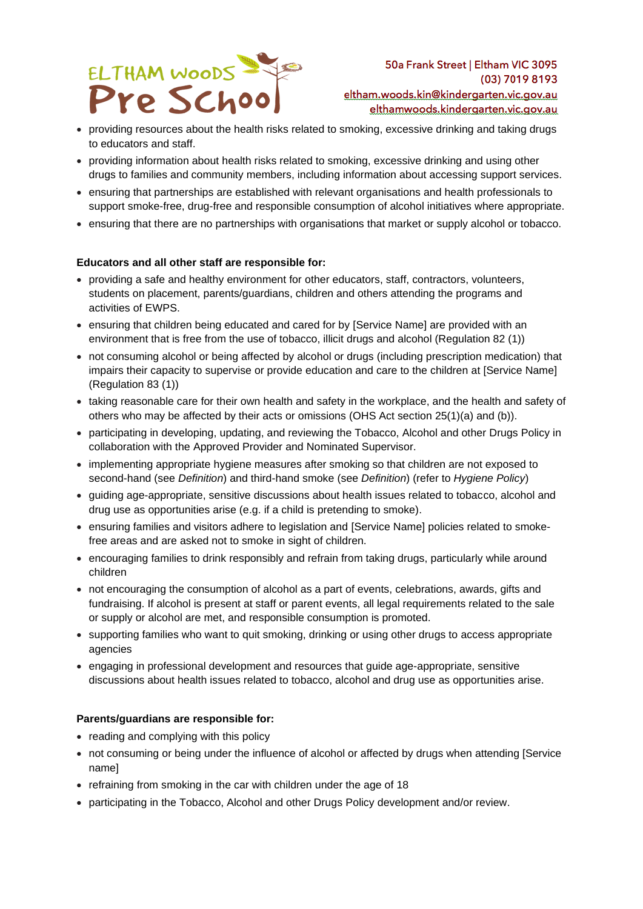- providing resources about the health risks related to smoking, excessive drinking and taking drugs to educators and staff.
- providing information about health risks related to smoking, excessive drinking and using other drugs to families and community members, including information about accessing support services.
- ensuring that partnerships are established with relevant organisations and health professionals to support smoke-free, drug-free and responsible consumption of alcohol initiatives where appropriate.
- ensuring that there are no partnerships with organisations that market or supply alcohol or tobacco.

**Educators and all other staff are responsible for:**

- providing a safe and healthy environment for other educators, staff, contractors, volunteers, students on placement, parents/guardians, children and others attending the programs and activities of EWPS.
- ensuring that children being educated and cared for by [Service Name] are provided with an environment that is free from the use of tobacco, illicit drugs and alcohol (Regulation 82 (1))
- not consuming alcohol or being affected by alcohol or drugs (including prescription medication) that impairs their capacity to supervise or provide education and care to the children at [Service Name] (Regulation 83 (1))
- taking reasonable care for their own health and safety in the workplace, and the health and safety of others who may be affected by their acts or omissions (OHS Act section 25(1)(a) and (b)).
- participating in developing, updating, and reviewing the Tobacco, Alcohol and other Drugs Policy in collaboration with the Approved Provider and Nominated Supervisor.
- implementing appropriate hygiene measures after smoking so that children are not exposed to second-hand (see *Definition*) and third-hand smoke (see *Definition*) (refer to *Hygiene Policy*)
- guiding age-appropriate, sensitive discussions about health issues related to tobacco, alcohol and drug use as opportunities arise (e.g. if a child is pretending to smoke).
- ensuring families and visitors adhere to legislation and [Service Name] policies related to smoke-free areas and are asked not to smoke in sight of children.
- encouraging families to drink responsibly and refrain from taking drugs, particularly while around children
- not encouraging the consumption of alcohol as a part of events, celebrations, awards, gifts and fundraising. If alcohol is present at staff or parent events, all legal requirements related to the sale or supply or alcohol are met, and responsible consumption is promoted.
- supporting families who want to quit smoking, drinking or using other drugs to access appropriate agencies
- engaging in professional development and resources that guide age-appropriate, sensitive discussions about health issues related to tobacco, alcohol and drug use as opportunities arise.

**Parents/guardians are responsible for:**

- reading and complying with this policy
- not consuming or being under the influence of alcohol or affected by drugs when attending [Service name]
- refraining from smoking in the car with children under the age of 18
- participating in the Tobacco, Alcohol and other Drugs Policy development and/or review.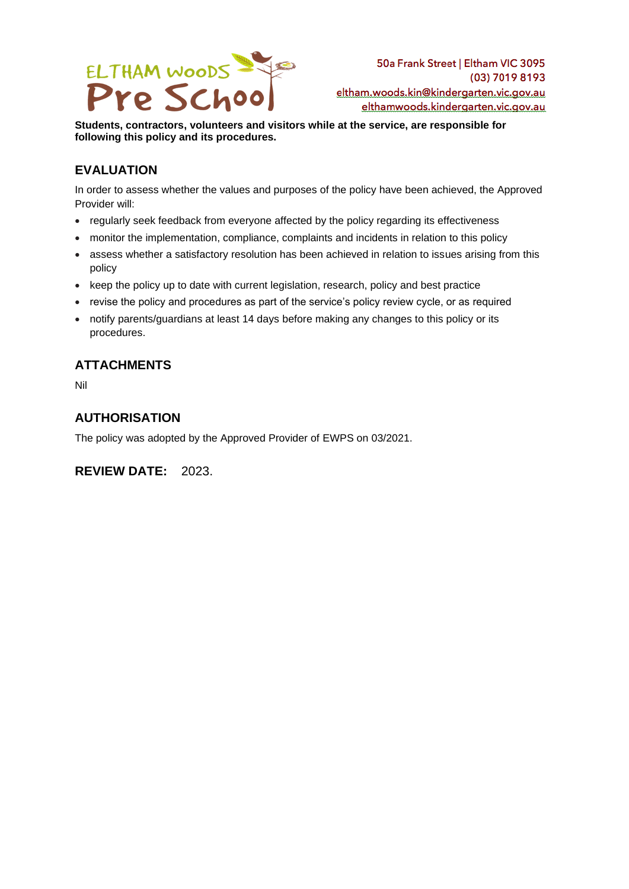**Students, contractors, volunteers and visitors while at the service, are responsible for following this policy and its procedures.**

## EVALUATION

In order to assess whether the values and purposes of the policy have been achieved, the Approved Provider will:

- regularly seek feedback from everyone affected by the policy regarding its effectiveness
- monitor the implementation, compliance, complaints and incidents in relation to this policy
- assess whether a satisfactory resolution has been achieved in relation to issues arising from this policy
- keep the policy up to date with current legislation, research, policy and best practice
- revise the policy and procedures as part of the service's policy review cycle, or as required
- notify parents/guardians at least 14 days before making any changes to this policy or its procedures.

## ATTACHMENTS

Nil

## AUTHORISATION

The policy was adopted by the Approved Provider of EWPS on 03/2021.

**REVIEW DATE:** 2023.